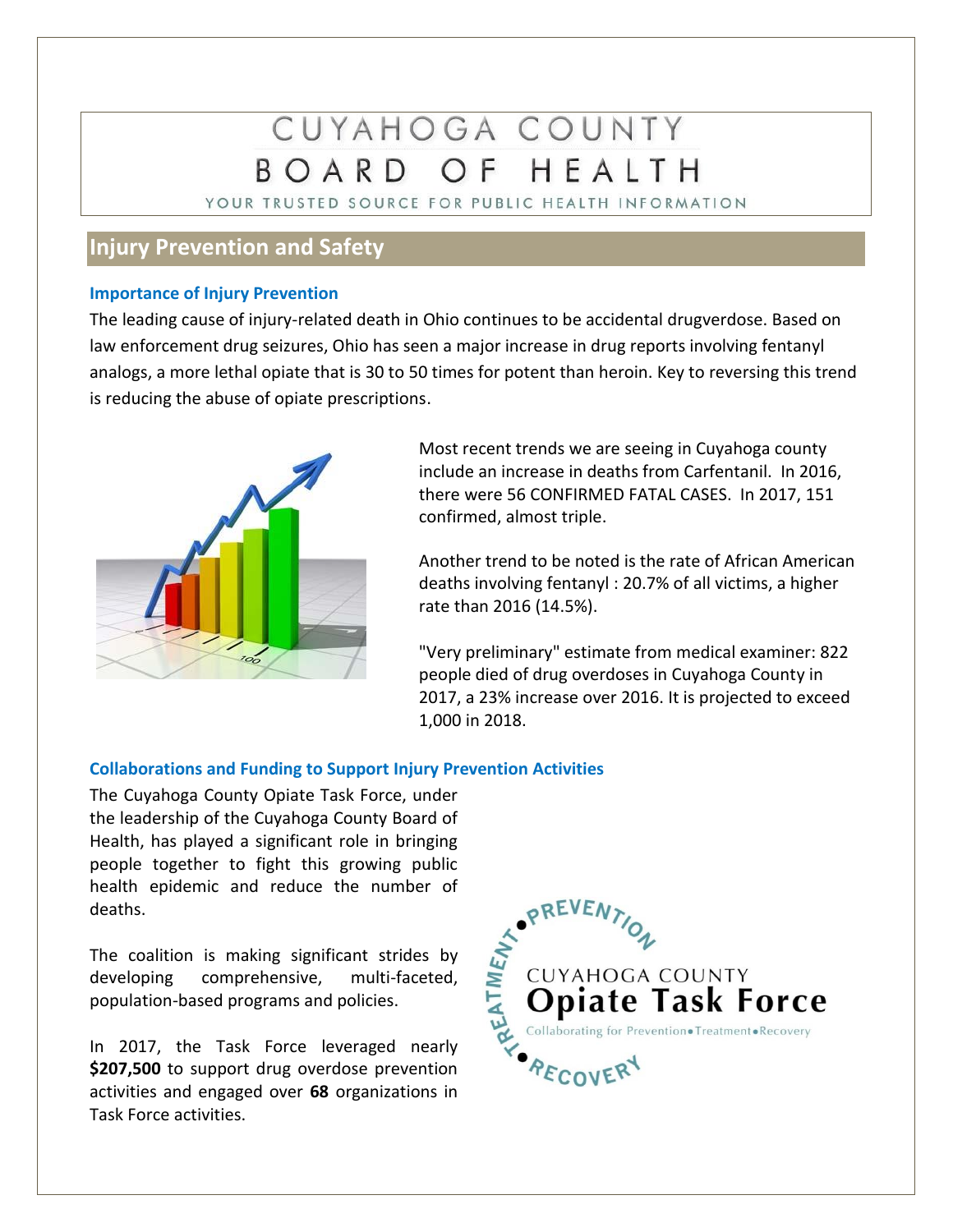# CUYAHOGA COUNTY BOARD OF HEALTH

YOUR TRUSTED SOURCE FOR PUBLIC HEALTH INFORMATION

## Injury Prevention and Safety

### Importance of Injury Prevention

The leading cause of injury-related death in Ohio continues to be accidental drugverdose. Based on law enforcement drug seizures, Ohio has seen a major increase in drug reports involving fentanyl analogs, a more lethal opiate that is 30 to 50 times for potent than heroin. Key to reversing this trend is reducing the abuse of opiate prescriptions.

Most recent trends we are seeing in Cuyahoga county include an increase in deaths from Carfentanil. In 2016, there were 56 CONFIRMED FATAL CASES. In 2017, 151 confirmed, almost triple.

Another trend to be noted is the rate of African American deaths involving fentanyl : 20.7% of all victims, a higher rate than 2016 (14.5%).

"Very preliminary" estimate from medical examiner: 822 people died of drug overdoses in Cuyahoga County in 2017, a 23% increase over 2016. It is projected to exceed 1,000 in 2018.

### Collaborations and Funding to Support Injury Prevention Activities

The Cuyahoga County Opiate Task Force, under the leadership of the Cuyahoga County Board of Health, has played a significant role in bringing people together to fight this growing public health epidemic and reduce the number of deaths.

The coalition is making significant strides by developing comprehensive, multi-faceted, population-based programs and policies.

In 2017, the Task Force leveraged nearly **$207,500** to support drug overdose prevention activities and engaged over **68** organizations in Task Force activities.

CUYAHOGA COUNTY **Opiate Task Force**

Collaborating for Prevention•Treatment•Recovery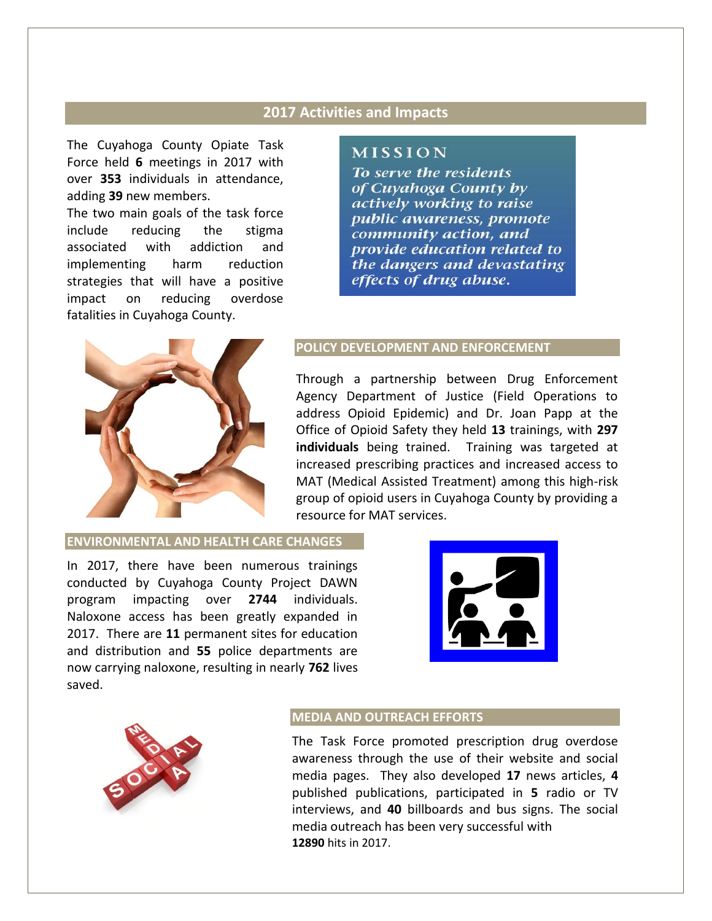## 2017 Activities and Impacts

The Cuyahoga County Opiate Task Force held **6** meetings in 2017 with over **353** individuals in attendance, adding **39** new members.

The two main goals of the task force include reducing the stigma associated with addiction and implementing harm reduction strategies that will have a positive impact on reducing overdose fatalities in Cuyahoga County.

### MISSION

*To serve the residents of Cuyahoga County by actively working to raise public awareness, promote community action, and provide education related to the dangers and devastating effects of drug abuse.*

### POLICY DEVELOPMENT AND ENFORCEMENT

Through a partnership between Drug Enforcement Agency Department of Justice (Field Operations to address Opioid Epidemic) and Dr. Joan Papp at the Office of Opioid Safety they held **13** trainings, with **297 individuals** being trained. Training was targeted at increased prescribing practices and increased access to MAT (Medical Assisted Treatment) among this high-risk group of opioid users in Cuyahoga County by providing a resource for MAT services.

### ENVIRONMENTAL AND HEALTH CARE CHANGES

In 2017, there have been numerous trainings conducted by Cuyahoga County Project DAWN program impacting over **2744** individuals. Naloxone access has been greatly expanded in 2017. There are **11** permanent sites for education and distribution and **55** police departments are now carrying naloxone, resulting in nearly **762** lives saved.

### MEDIA AND OUTREACH EFFORTS

The Task Force promoted prescription drug overdose awareness through the use of their website and social media pages. They also developed **17** news articles, **4** published publications, participated in **5** radio or TV interviews, and **40** billboards and bus signs. The social media outreach has been very successful with **12890** hits in 2017.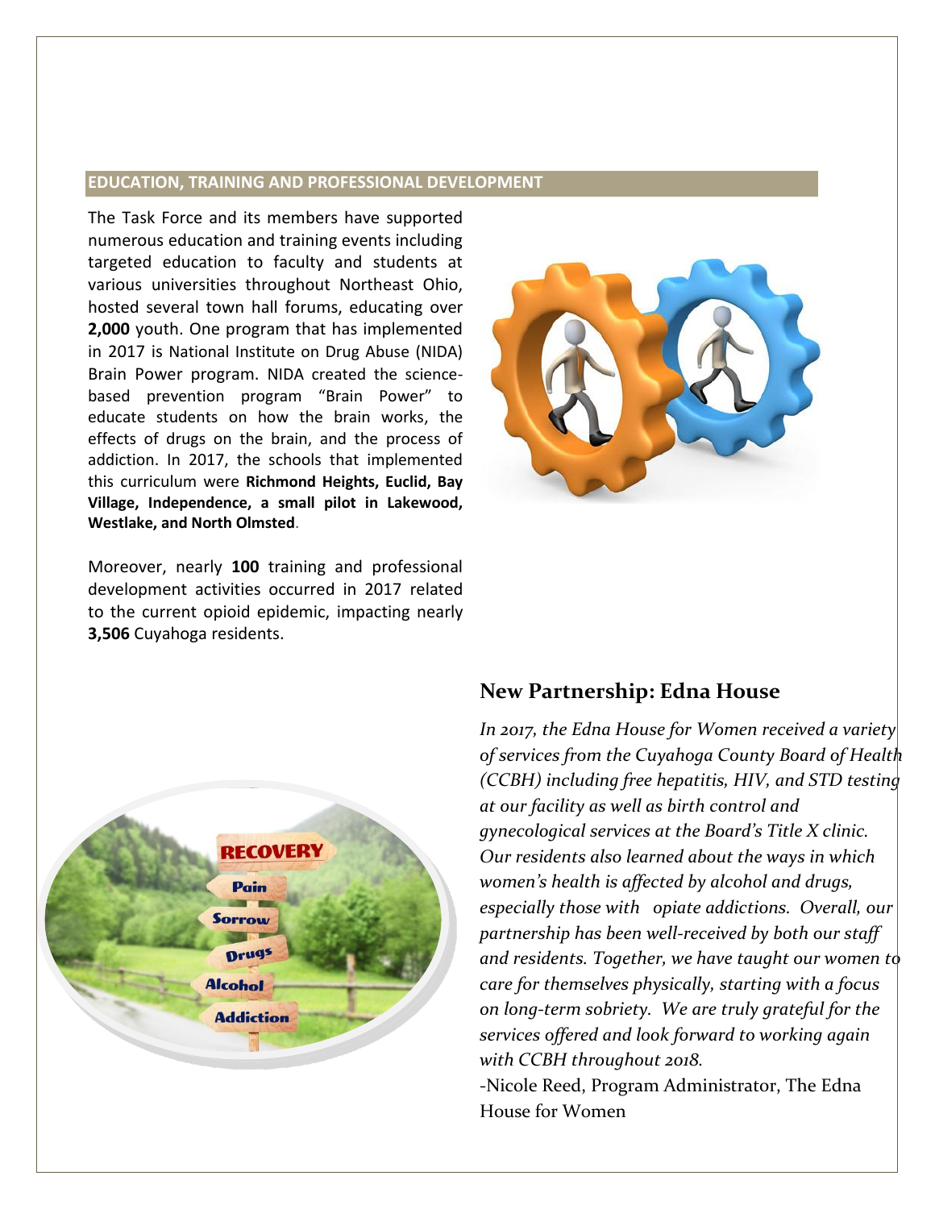## EDUCATION, TRAINING AND PROFESSIONAL DEVELOPMENT

The Task Force and its members have supported numerous education and training events including targeted education to faculty and students at various universities throughout Northeast Ohio, hosted several town hall forums, educating over **2,000** youth. One program that has implemented in 2017 is National Institute on Drug Abuse (NIDA) Brain Power program. NIDA created the science-based prevention program "Brain Power" to educate students on how the brain works, the effects of drugs on the brain, and the process of addiction. In 2017, the schools that implemented this curriculum were **Richmond Heights, Euclid, Bay Village, Independence, a small pilot in Lakewood, Westlake, and North Olmsted**.

Moreover, nearly **100** training and professional development activities occurred in 2017 related to the current opioid epidemic, impacting nearly **3,506** Cuyahoga residents.

## New Partnership: Edna House

*In 2017, the Edna House for Women received a variety of services from the Cuyahoga County Board of Health (CCBH) including free hepatitis, HIV, and STD testing at our facility as well as birth control and gynecological services at the Board's Title X clinic. Our residents also learned about the ways in which women's health is affected by alcohol and drugs, especially those with opiate addictions. Overall, our partnership has been well-received by both our staff and residents. Together, we have taught our women to care for themselves physically, starting with a focus on long-term sobriety. We are truly grateful for the services offered and look forward to working again with CCBH throughout 2018.*

-Nicole Reed, Program Administrator, The Edna House for Women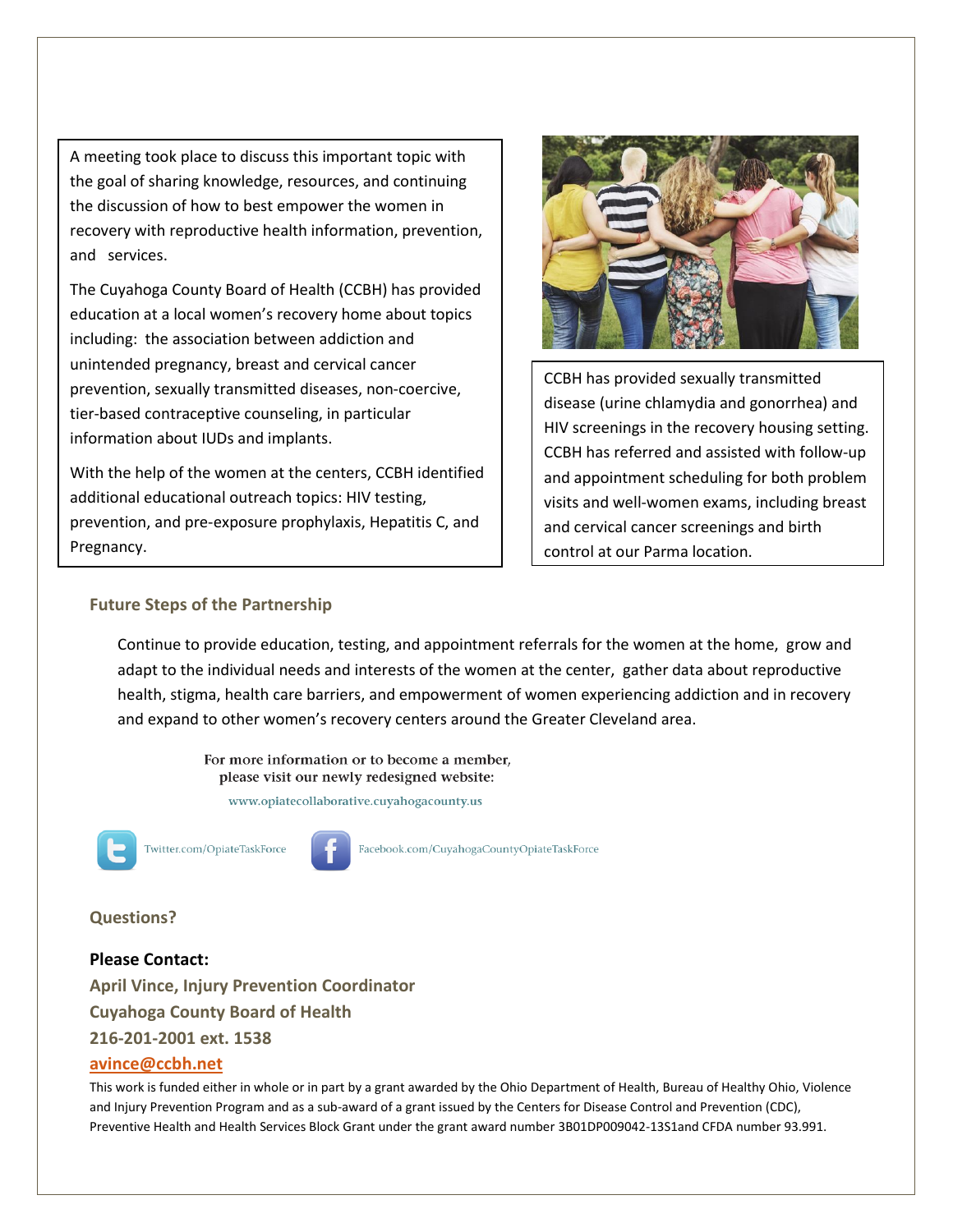A meeting took place to discuss this important topic with the goal of sharing knowledge, resources, and continuing the discussion of how to best empower the women in recovery with reproductive health information, prevention, and services.

The Cuyahoga County Board of Health (CCBH) has provided education at a local women's recovery home about topics including: the association between addiction and unintended pregnancy, breast and cervical cancer prevention, sexually transmitted diseases, non-coercive, tier-based contraceptive counseling, in particular information about IUDs and implants.

With the help of the women at the centers, CCBH identified additional educational outreach topics: HIV testing, prevention, and pre-exposure prophylaxis, Hepatitis C, and Pregnancy.

CCBH has provided sexually transmitted disease (urine chlamydia and gonorrhea) and HIV screenings in the recovery housing setting. CCBH has referred and assisted with follow-up and appointment scheduling for both problem visits and well-women exams, including breast and cervical cancer screenings and birth control at our Parma location.

## Future Steps of the Partnership

Continue to provide education, testing, and appointment referrals for the women at the home, grow and adapt to the individual needs and interests of the women at the center, gather data about reproductive health, stigma, health care barriers, and empowerment of women experiencing addiction and in recovery and expand to other women's recovery centers around the Greater Cleveland area.

For more information or to become a member, please visit our newly redesigned website:

www.opiatecollaborative.cuyahogacounty.us

Twitter.com/OpiateTaskForce

Facebook.com/CuyahogaCountyOpiateTaskForce

## Questions?

**Please Contact:**
**April Vince, Injury Prevention Coordinator**
**Cuyahoga County Board of Health**
**216-201-2001 ext. 1538**
**avince@ccbh.net**

This work is funded either in whole or in part by a grant awarded by the Ohio Department of Health, Bureau of Healthy Ohio, Violence and Injury Prevention Program and as a sub-award of a grant issued by the Centers for Disease Control and Prevention (CDC), Preventive Health and Health Services Block Grant under the grant award number 3B01DP009042-13S1and CFDA number 93.991.